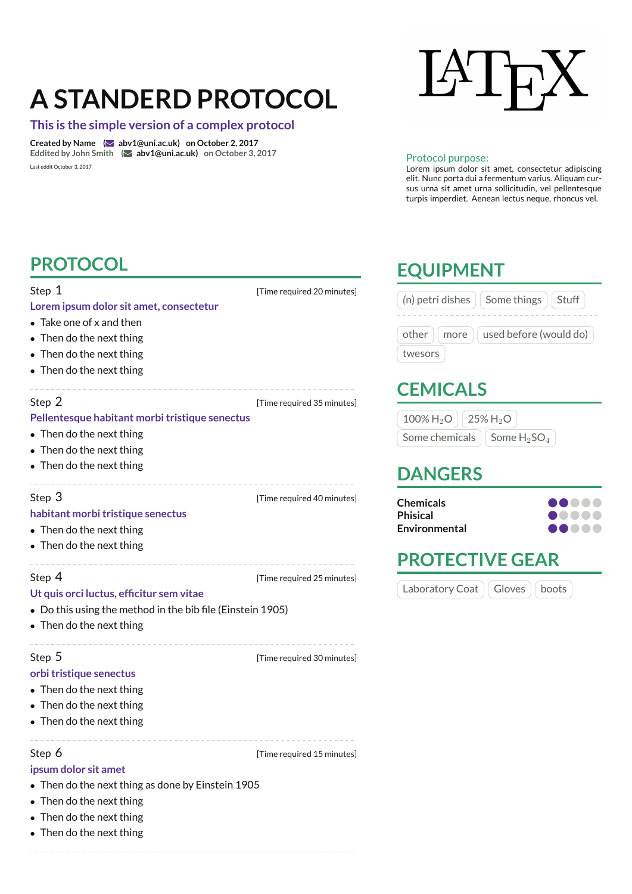# A STANDERD PROTOCOL

## This is the simple version of a complex protocol

**Created by Name** (abv1@uni.ac.uk) **on October 2, 2017**
**Eddited by John Smith** (abv1@uni.ac.uk) **on October 3, 2017**

Last eddit October 3, 2017

LaTeX

**Protocol purpose:**
Lorem ipsum dolor sit amet, consectetur adipiscing elit. Nunc porta dui a fermentum varius. Aliquam cursus urna sit amet urna sollicitudin, vel pellentesque turpis imperdiet. Aenean lectus neque, rhoncus vel.

## PROTOCOL

Step 1 [Time required 20 minutes]

**Lorem ipsum dolor sit amet, consectetur**

- Take one of x and then
- Then do the next thing
- Then do the next thing
- Then do the next thing

Step 2 [Time required 35 minutes]

**Pellentesque habitant morbi tristique senectus**

- Then do the next thing
- Then do the next thing
- Then do the next thing

Step 3 [Time required 40 minutes]

**habitant morbi tristique senectus**

- Then do the next thing
- Then do the next thing

Step 4 [Time required 25 minutes]

**Ut quis orci luctus, efficitur sem vitae**

- Do this using the method in the bib file (Einstein 1905)
- Then do the next thing

Step 5 [Time required 30 minutes]

**orbi tristique senectus**

- Then do the next thing
- Then do the next thing
- Then do the next thing

Step 6 [Time required 15 minutes]

**ipsum dolor sit amet**

- Then do the next thing as done by Einstein 1905
- Then do the next thing
- Then do the next thing
- Then do the next thing

## EQUIPMENT

(n) petri dishes | Some things | Stuff

other | more | used before (would do) | twesors

## CEMICALS

100% $H_2O$ | 25% $H_2O$ | Some chemicals | Some $H_2SO_4$

## DANGERS

| | |
|---|---|
| **Chemicals** | ●●○○○ |
| **Phisical** | ●○○○○ |
| **Environmental** | ●●○○○ |

## PROTECTIVE GEAR

Laboratory Coat | Gloves | boots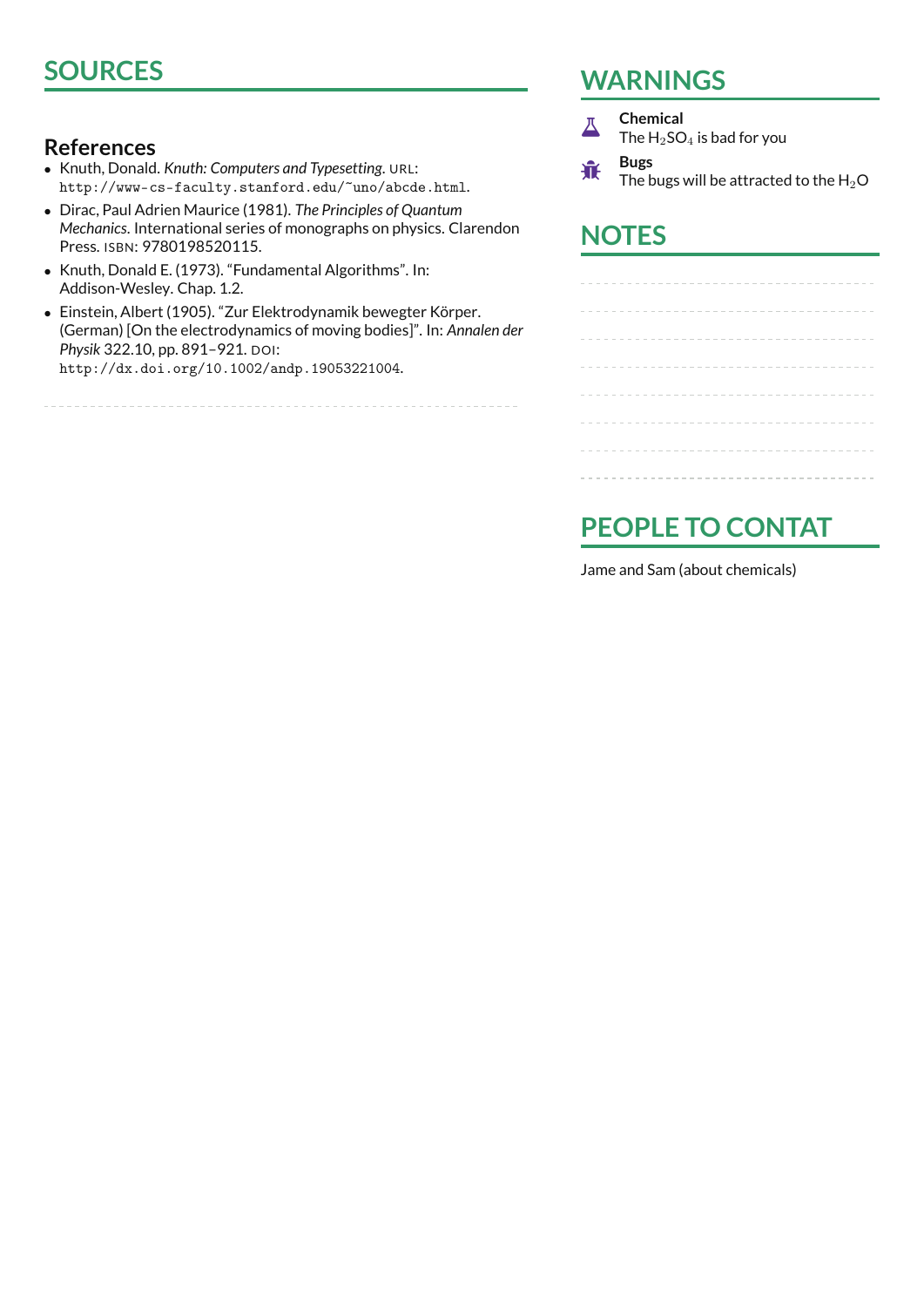## SOURCES

### References

- Knuth, Donald. *Knuth: Computers and Typesetting*. URL: http://www-cs-faculty.stanford.edu/~uno/abcde.html.
- Dirac, Paul Adrien Maurice (1981). *The Principles of Quantum Mechanics*. International series of monographs on physics. Clarendon Press. ISBN: 9780198520115.
- Knuth, Donald E. (1973). “Fundamental Algorithms”. In: Addison-Wesley. Chap. 1.2.
- Einstein, Albert (1905). “Zur Elektrodynamik bewegter Körper. (German) [On the electrodynamics of moving bodies]”. In: *Annalen der Physik* 322.10, pp. 891–921. DOI: http://dx.doi.org/10.1002/andp.19053221004.

## WARNINGS

**Chemical**
The $H_2SO_4$ is bad for you

**Bugs**
The bugs will be attracted to the $H_2O$

## NOTES

## PEOPLE TO CONTAT

Jame and Sam (about chemicals)